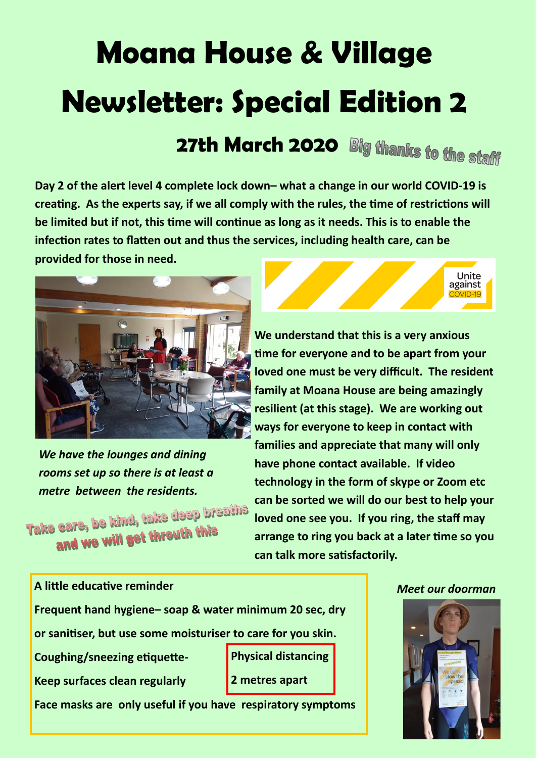# Moana House & Village

# Newsletter: Special Edition 2

## 27th March 2020

Big thanks to the staff

**Day 2 of the alert level 4 complete lock down– what a change in our world COVID-19 is creating. As the experts say, if we all comply with the rules, the time of restrictions will be limited but if not, this time will continue as long as it needs. This is to enable the infection rates to flatten out and thus the services, including health care, can be provided for those in need.**

*We have the lounges and dining rooms set up so there is at least a metre between the residents.*

Take care, be kind, take deep breaths and we will get throuth this

Unite against COVID-19

**We understand that this is a very anxious time for everyone and to be apart from your loved one must be very difficult. The resident family at Moana House are being amazingly resilient (at this stage). We are working out ways for everyone to keep in contact with families and appreciate that many will only have phone contact available. If video technology in the form of skype or Zoom etc can be sorted we will do our best to help your loved one see you. If you ring, the staff may arrange to ring you back at a later time so you can talk more satisfactorily.**

**A little educative reminder**

**Frequent hand hygiene– soap & water minimum 20 sec, dry or sanitiser, but use some moisturiser to care for you skin.**

**Coughing/sneezing etiquette-**

**Keep surfaces clean regularly**

**Physical distancing 2 metres apart**

**Face masks are only useful if you have respiratory symptoms**

*Meet our doorman*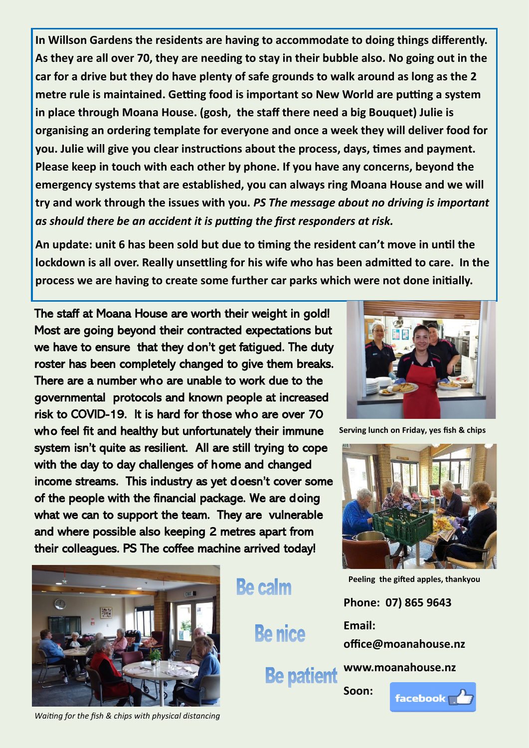**In Willson Gardens the residents are having to accommodate to doing things differently. As they are all over 70, they are needing to stay in their bubble also. No going out in the car for a drive but they do have plenty of safe grounds to walk around as long as the 2 metre rule is maintained. Getting food is important so New World are putting a system in place through Moana House. (gosh, the staff there need a big Bouquet) Julie is organising an ordering template for everyone and once a week they will deliver food for you. Julie will give you clear instructions about the process, days, times and payment. Please keep in touch with each other by phone. If you have any concerns, beyond the emergency systems that are established, you can always ring Moana House and we will try and work through the issues with you.** ***PS The message about no driving is important as should there be an accident it is putting the first responders at risk.***

**An update: unit 6 has been sold but due to timing the resident can't move in until the lockdown is all over. Really unsettling for his wife who has been admitted to care. In the process we are having to create some further car parks which were not done initially.**

The staff at Moana House are worth their weight in gold! Most are going beyond their contracted expectations but we have to ensure that they don't get fatigued. The duty roster has been completely changed to give them breaks. There are a number who are unable to work due to the governmental protocols and known people at increased risk to COVID-19. It is hard for those who are over 70 who feel fit and healthy but unfortunately their immune system isn't quite as resilient. All are still trying to cope with the day to day challenges of home and changed income streams. This industry as yet doesn't cover some of the people with the financial package. We are doing what we can to support the team. They are vulnerable and where possible also keeping 2 metres apart from their colleagues. PS The coffee machine arrived today!

**Serving lunch on Friday, yes fish & chips**

**Peeling the gifted apples, thankyou**

*Waiting for the fish & chips with physical distancing*

**Be calm**

**Be nice**

**Be patient**

**Phone: 07) 865 9643**

**Email:**
**office@moanahouse.nz**

**www.moanahouse.nz**

**Soon:** facebook